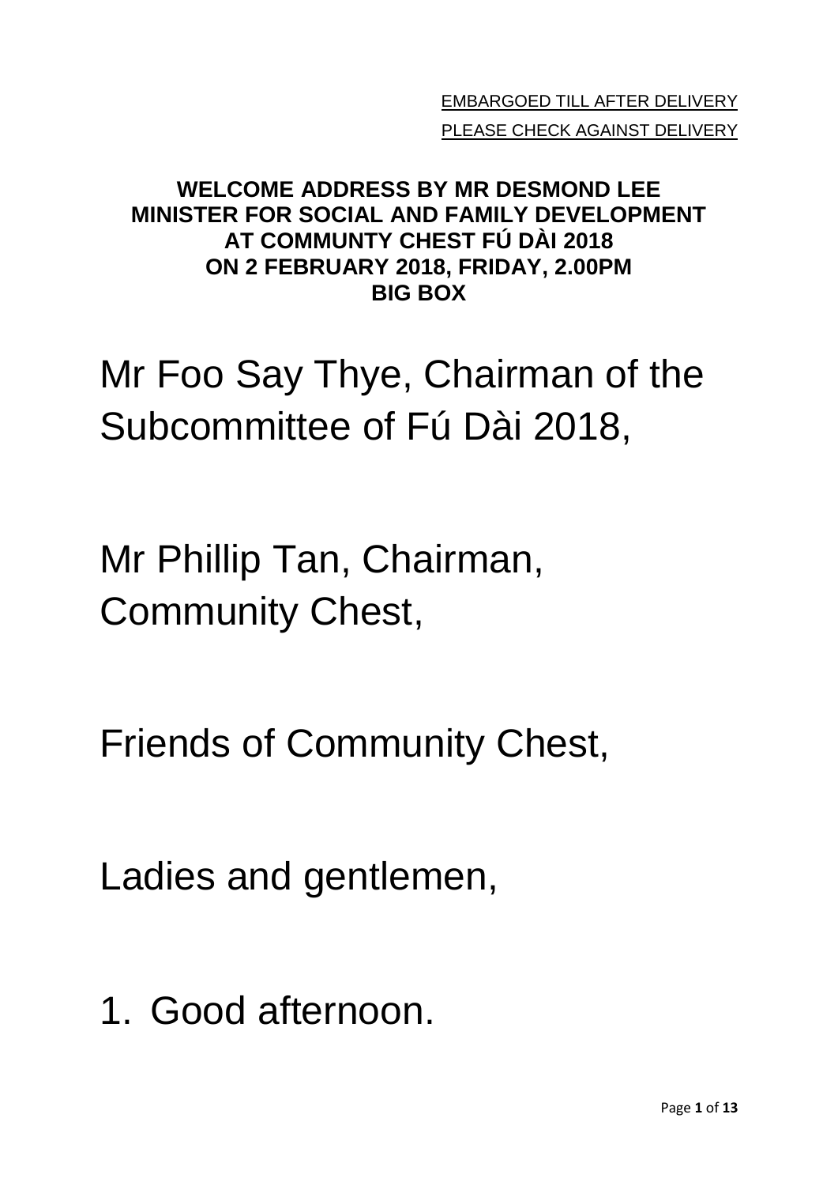EMBARGOED TILL AFTER DELIVERY
PLEASE CHECK AGAINST DELIVERY

**WELCOME ADDRESS BY MR DESMOND LEE**
**MINISTER FOR SOCIAL AND FAMILY DEVELOPMENT**
**AT COMMUNTY CHEST FÚ DÀI 2018**
**ON 2 FEBRUARY 2018, FRIDAY, 2.00PM**
**BIG BOX**

Mr Foo Say Thye, Chairman of the Subcommittee of Fú Dài 2018,

Mr Phillip Tan, Chairman, Community Chest,

Friends of Community Chest,

Ladies and gentlemen,

1. Good afternoon.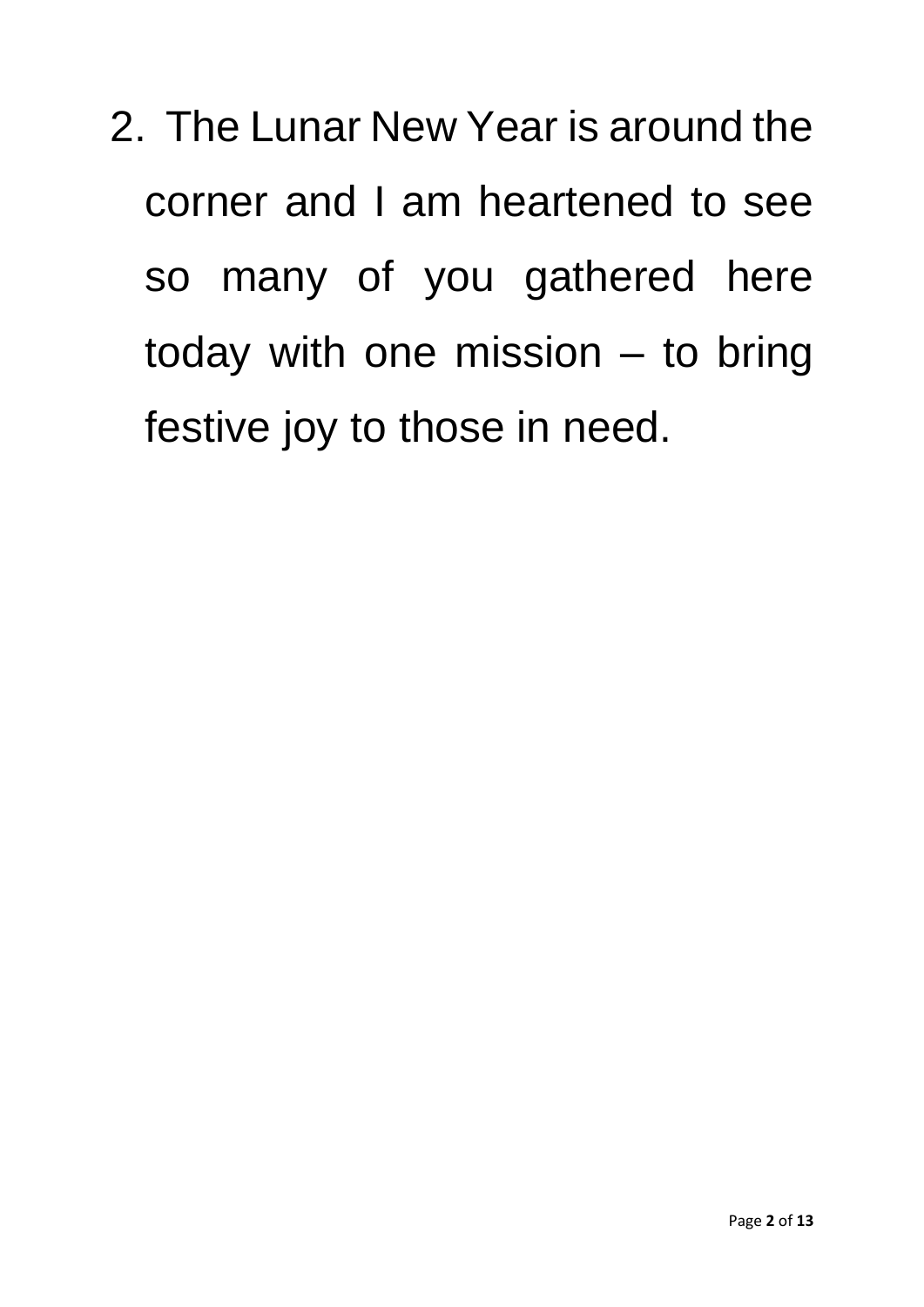2. The Lunar New Year is around the corner and I am heartened to see so many of you gathered here today with one mission – to bring festive joy to those in need.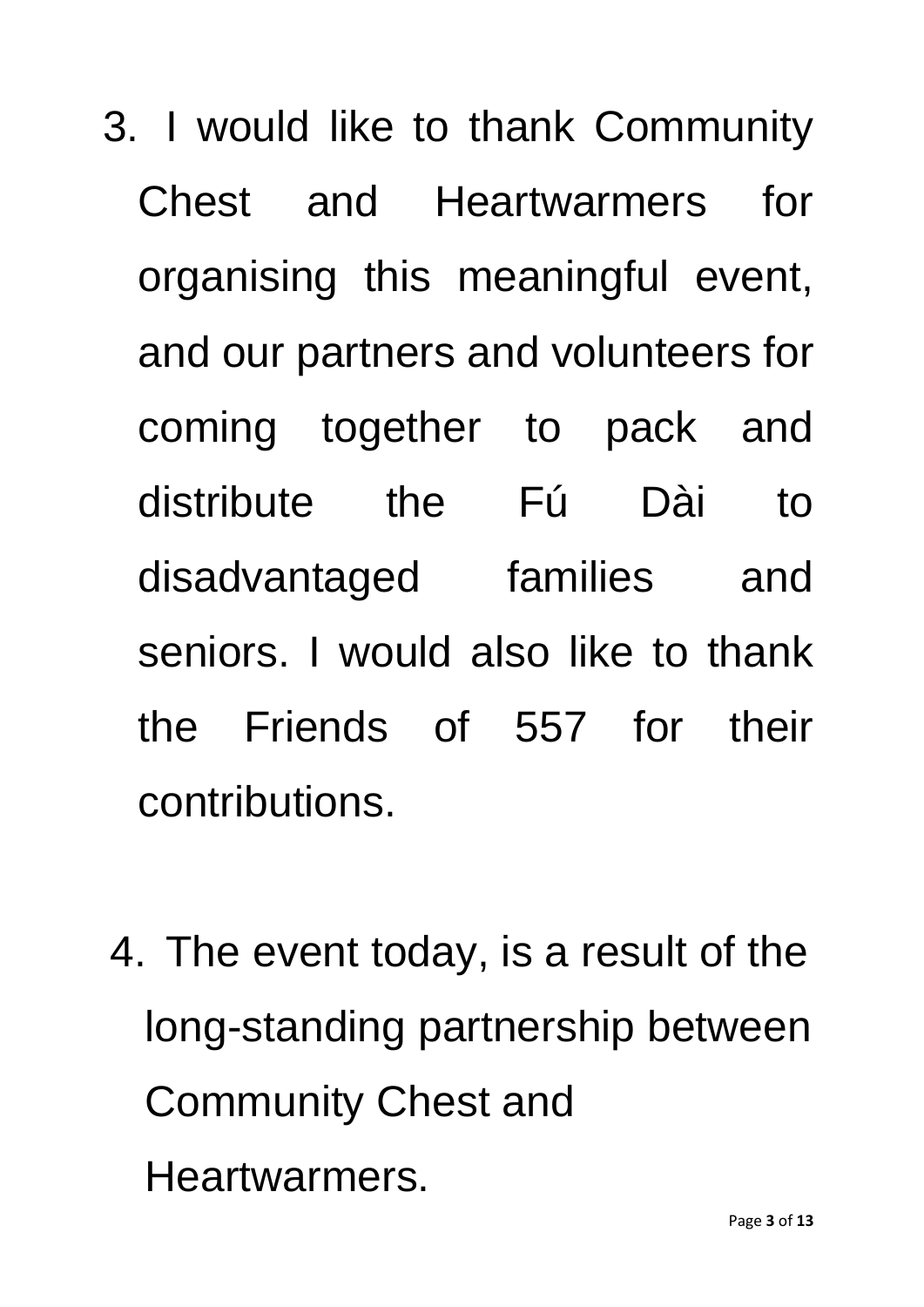3. I would like to thank Community Chest and Heartwarmers for organising this meaningful event, and our partners and volunteers for coming together to pack and distribute the Fú Dài to disadvantaged families and seniors. I would also like to thank the Friends of 557 for their contributions.

4. The event today, is a result of the long-standing partnership between Community Chest and Heartwarmers.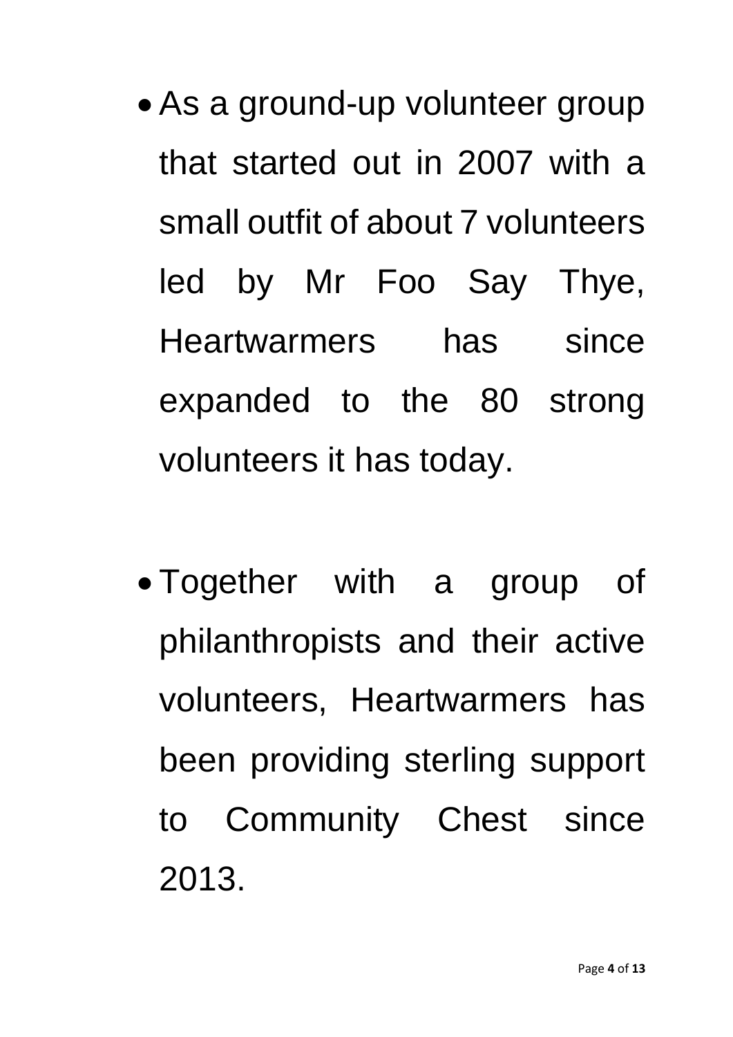- As a ground-up volunteer group that started out in 2007 with a small outfit of about 7 volunteers led by Mr Foo Say Thye, Heartwarmers has since expanded to the 80 strong volunteers it has today.

- Together with a group of philanthropists and their active volunteers, Heartwarmers has been providing sterling support to Community Chest since 2013.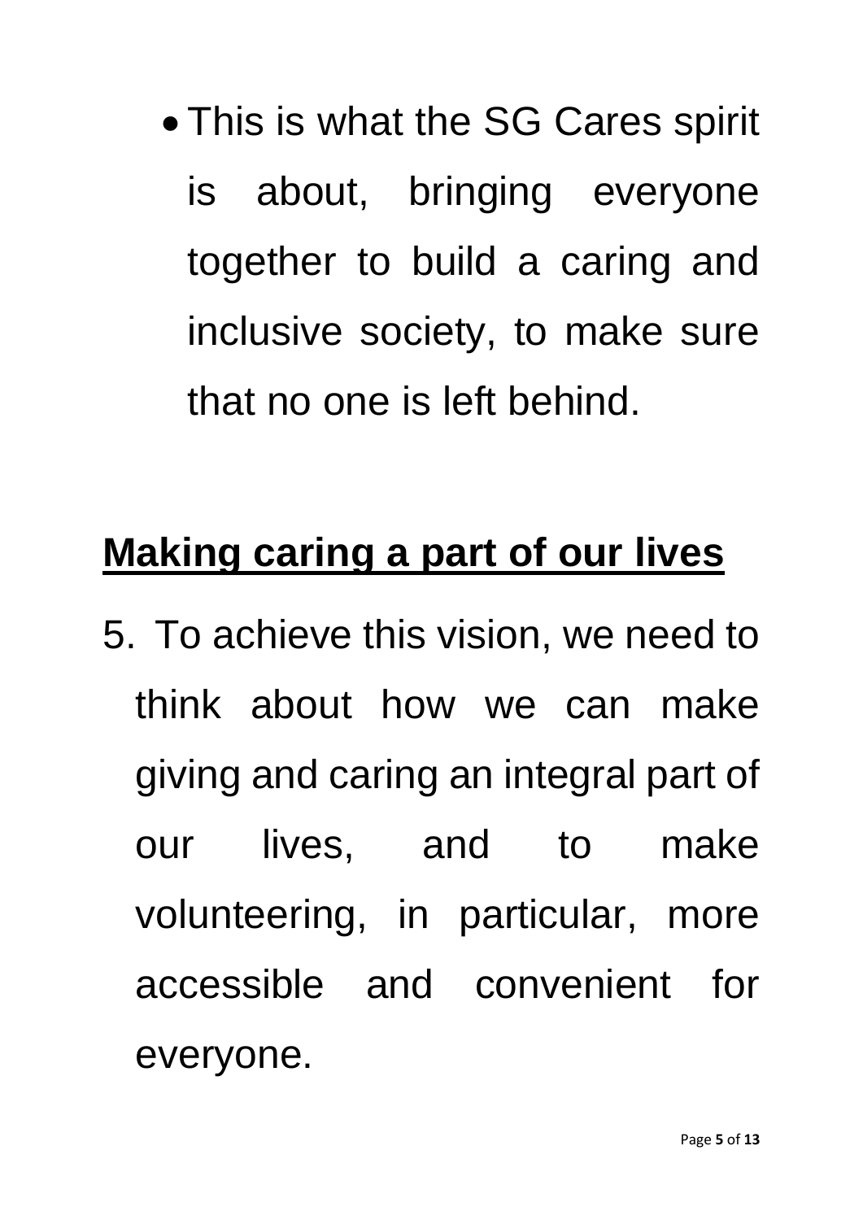- This is what the SG Cares spirit is about, bringing everyone together to build a caring and inclusive society, to make sure that no one is left behind.

## **Making caring a part of our lives**

5. To achieve this vision, we need to think about how we can make giving and caring an integral part of our lives, and to make volunteering, in particular, more accessible and convenient for everyone.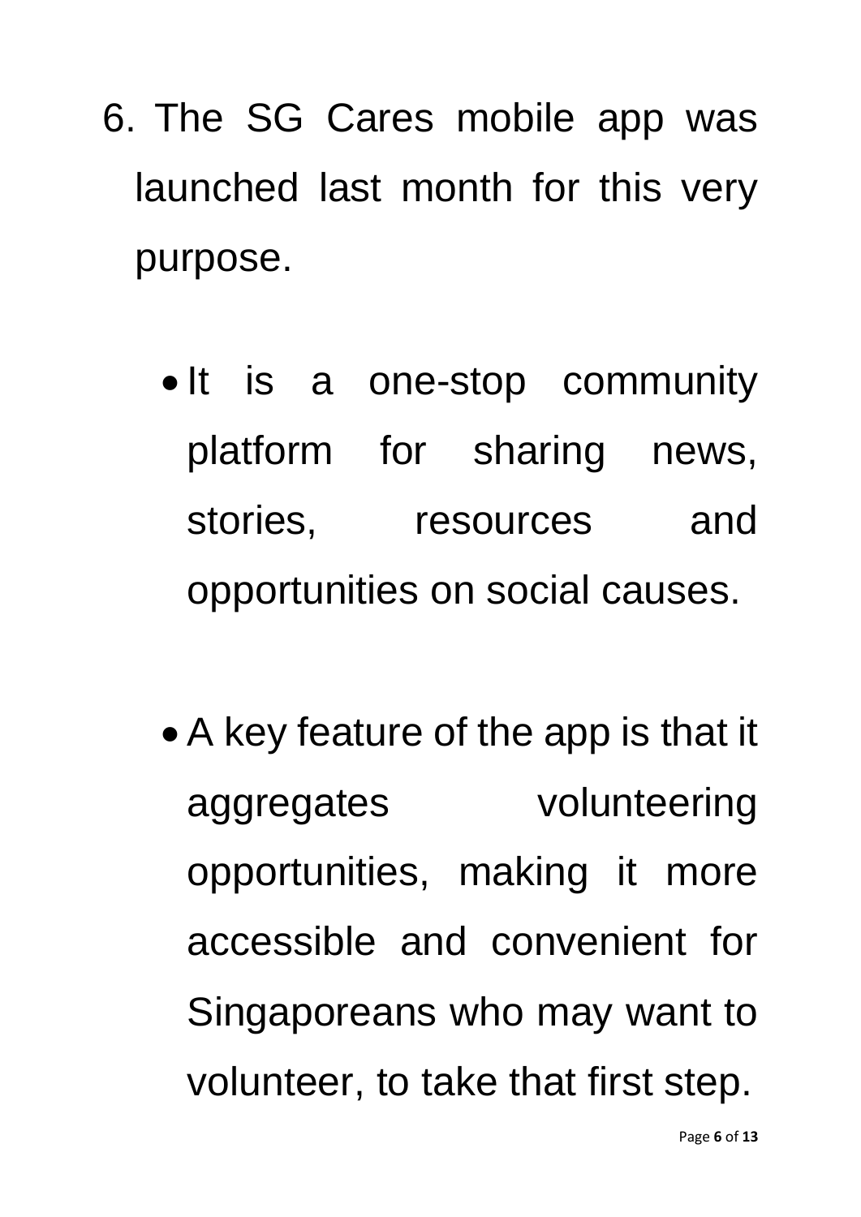6. The SG Cares mobile app was launched last month for this very purpose.

    - It is a one-stop community platform for sharing news, stories, resources and opportunities on social causes.

    - A key feature of the app is that it aggregates volunteering opportunities, making it more accessible and convenient for Singaporeans who may want to volunteer, to take that first step.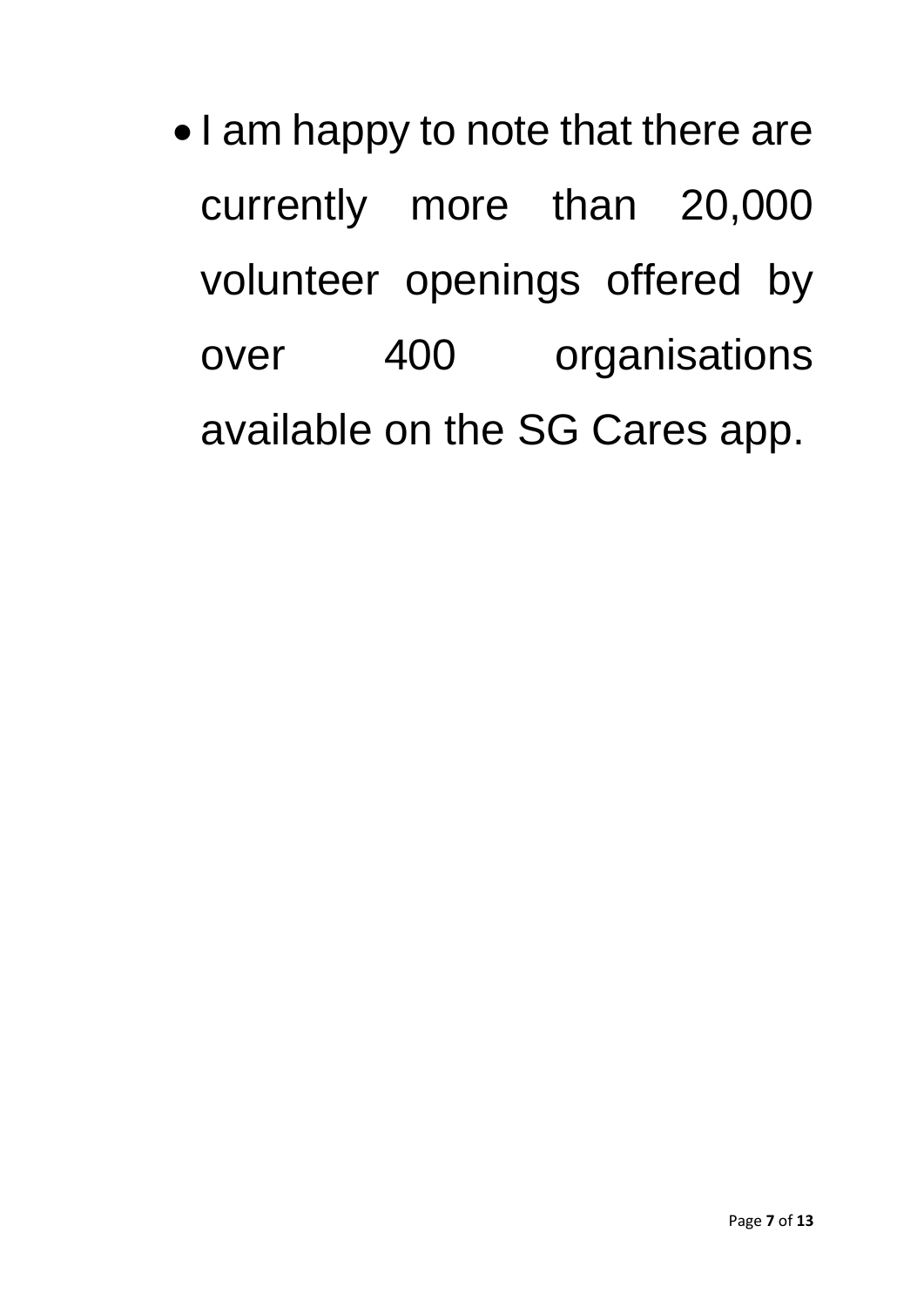- I am happy to note that there are currently more than 20,000 volunteer openings offered by over 400 organisations available on the SG Cares app.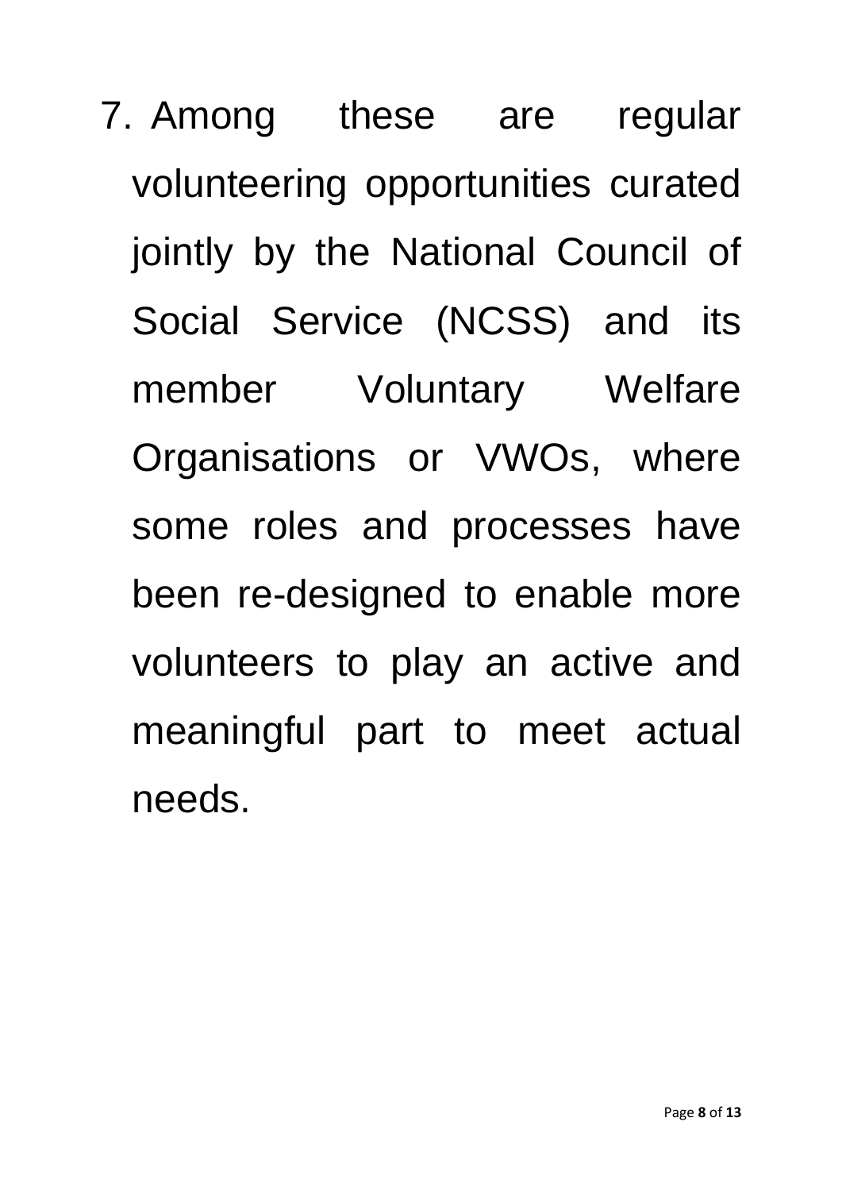7. Among these are regular volunteering opportunities curated jointly by the National Council of Social Service (NCSS) and its member Voluntary Welfare Organisations or VWOs, where some roles and processes have been re-designed to enable more volunteers to play an active and meaningful part to meet actual needs.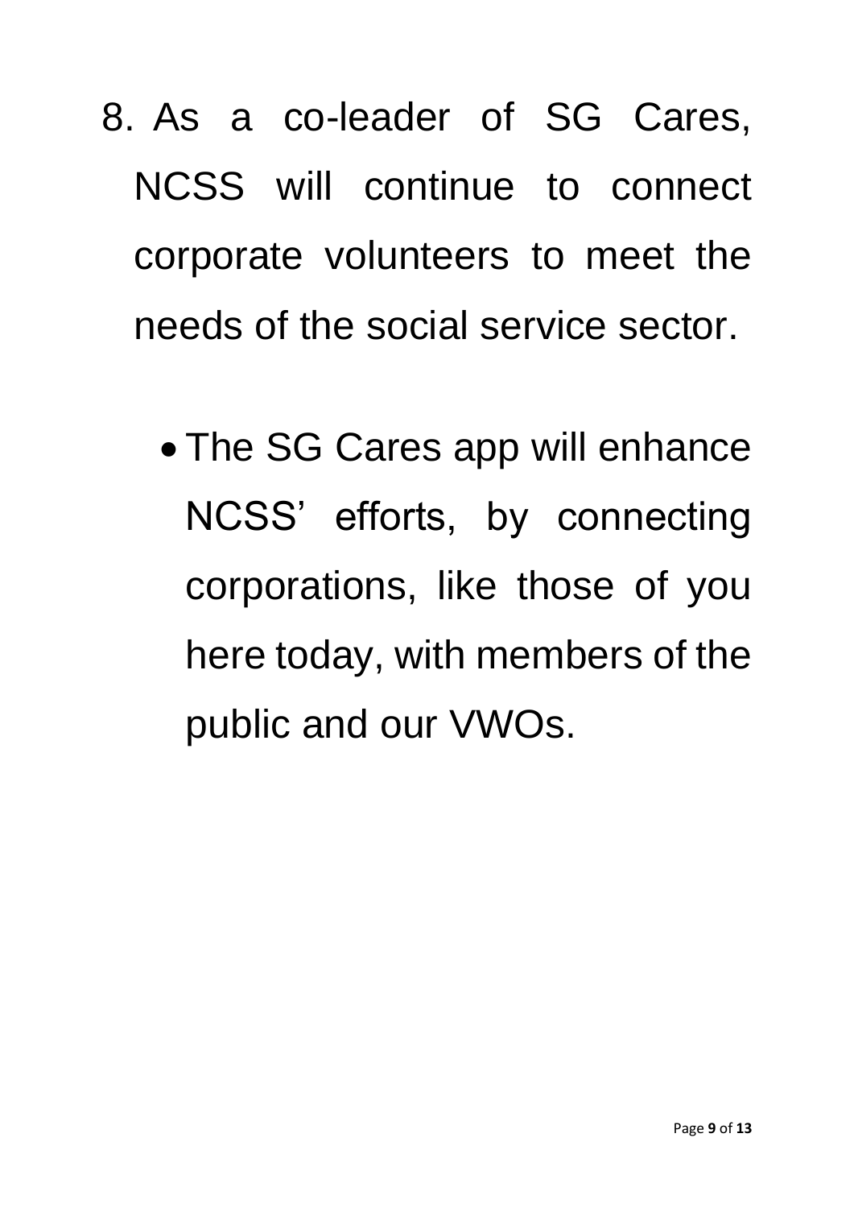8. As a co-leader of SG Cares, NCSS will continue to connect corporate volunteers to meet the needs of the social service sector.

   - The SG Cares app will enhance NCSS' efforts, by connecting corporations, like those of you here today, with members of the public and our VWOs.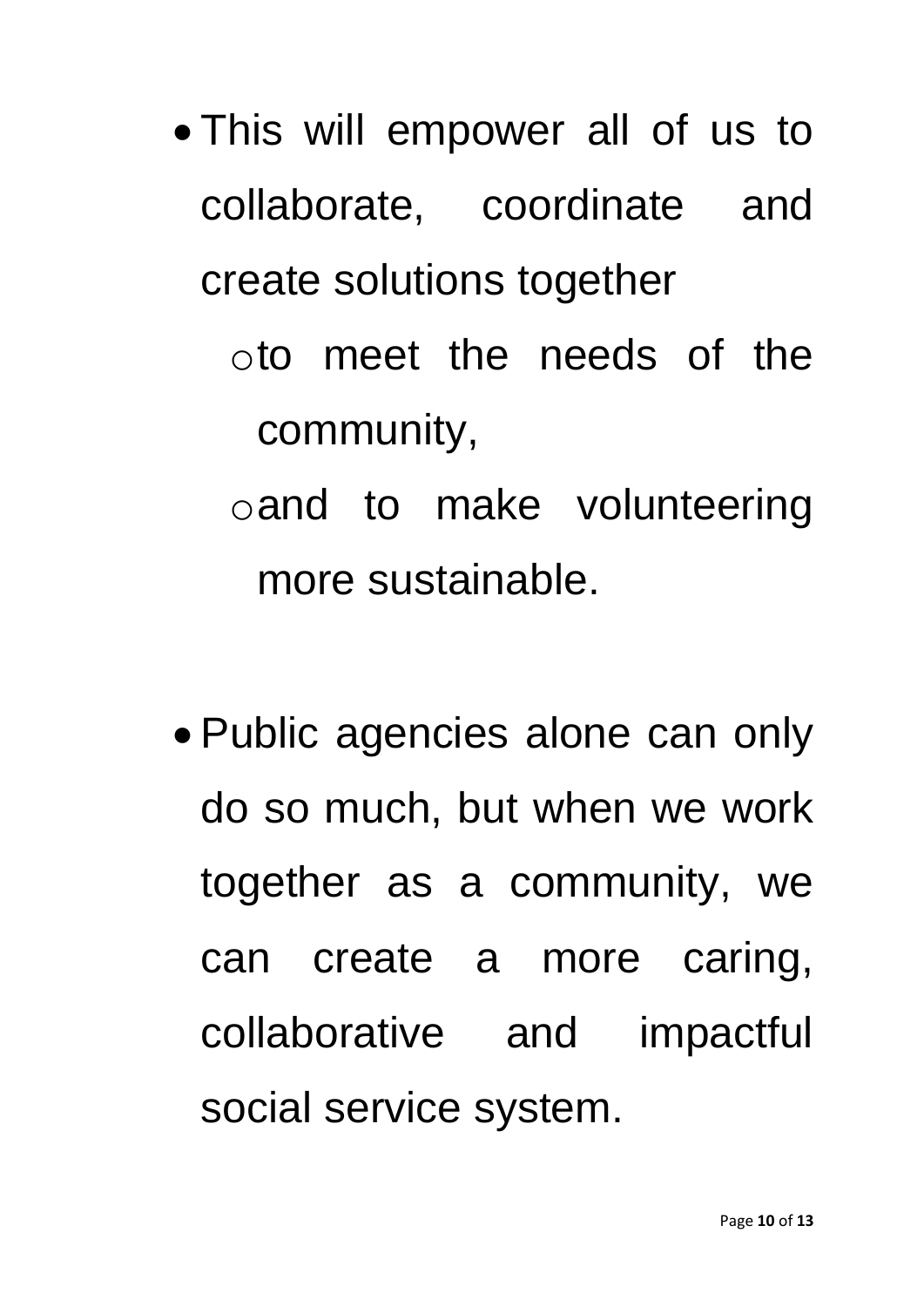- This will empower all of us to collaborate, coordinate and create solutions together
  - to meet the needs of the community,
  - and to make volunteering more sustainable.

- Public agencies alone can only do so much, but when we work together as a community, we can create a more caring, collaborative and impactful social service system.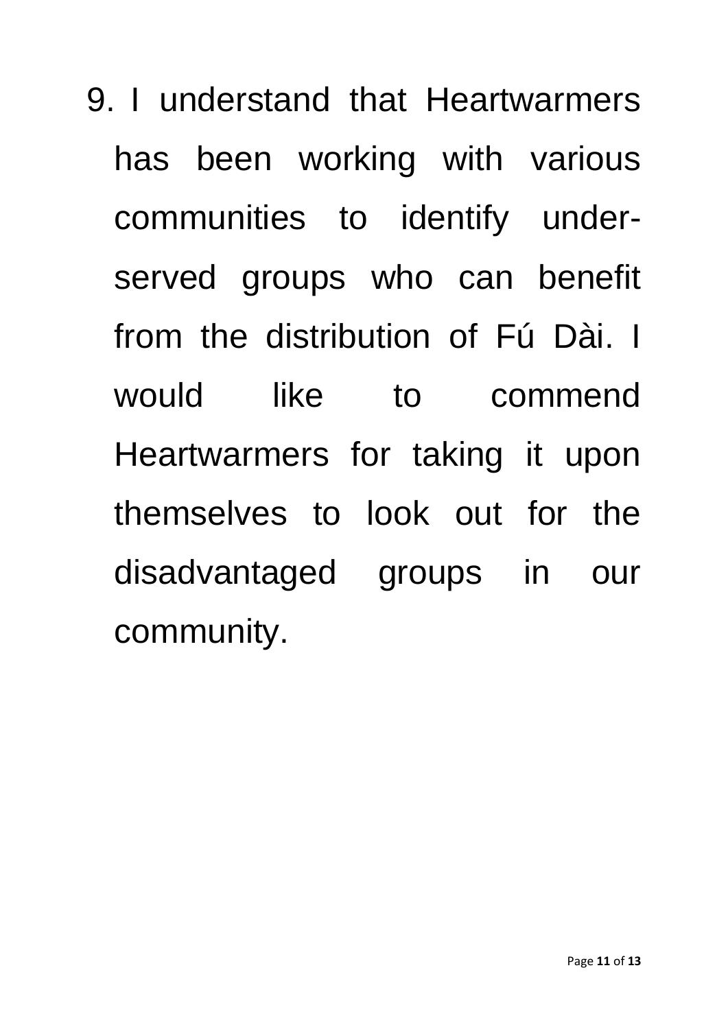9. I understand that Heartwarmers has been working with various communities to identify under-served groups who can benefit from the distribution of Fú Dài. I would like to commend Heartwarmers for taking it upon themselves to look out for the disadvantaged groups in our community.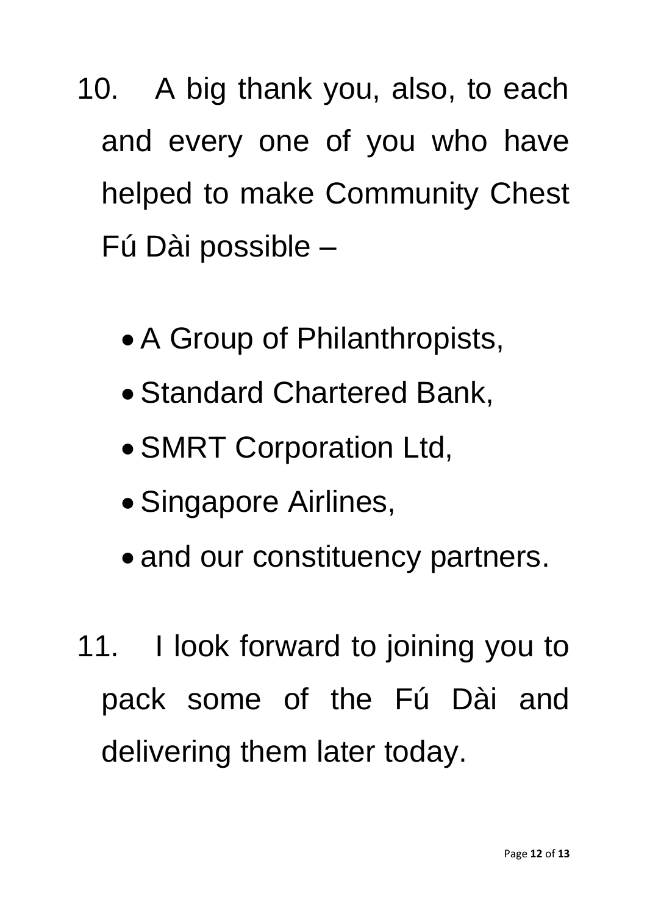10. A big thank you, also, to each and every one of you who have helped to make Community Chest Fú Dài possible –

    - A Group of Philanthropists,
    - Standard Chartered Bank,
    - SMRT Corporation Ltd,
    - Singapore Airlines,
    - and our constituency partners.

11. I look forward to joining you to pack some of the Fú Dài and delivering them later today.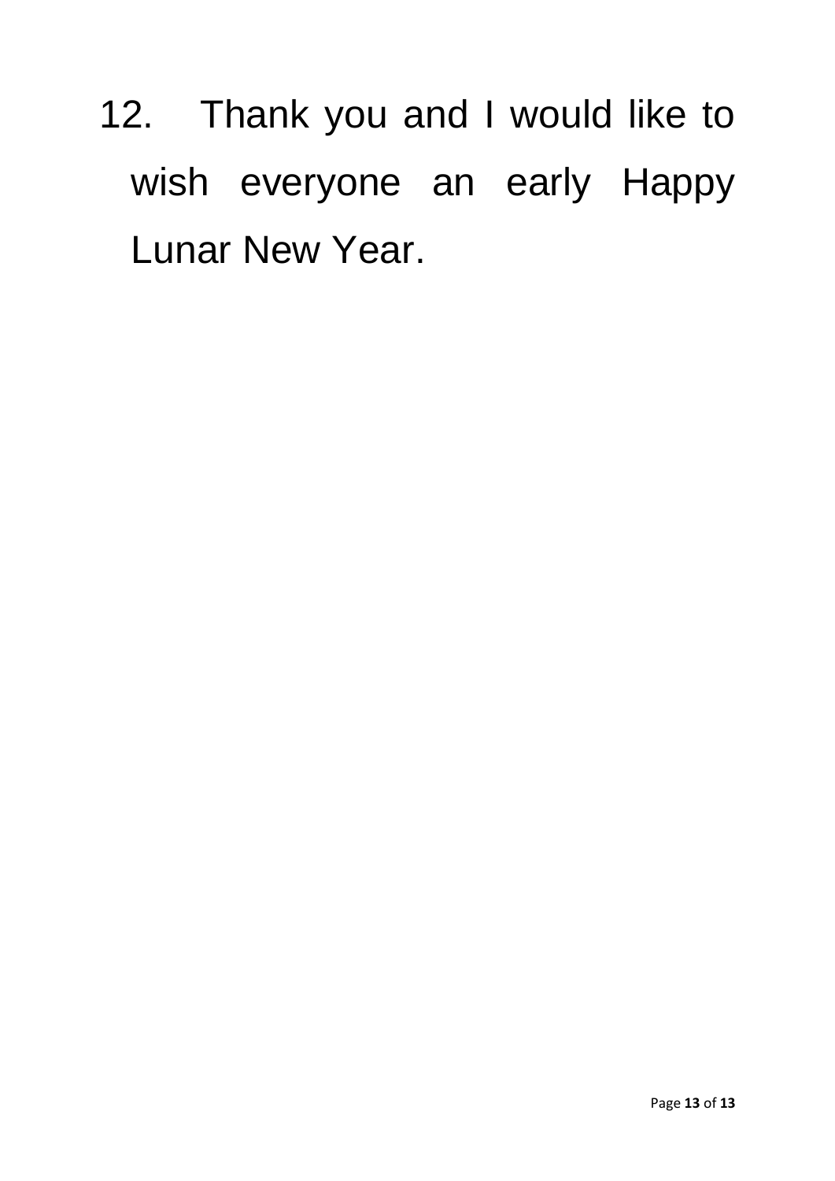12. Thank you and I would like to wish everyone an early Happy Lunar New Year.